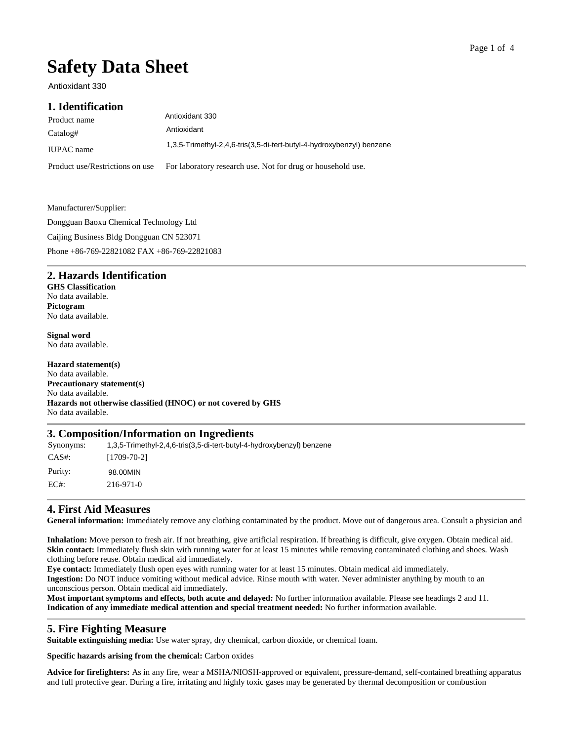# Safety Data Sheet

Antioxidant 330

## 1. Identification

| | |
|---|---|
| Product name | Antioxidant 330 |
| Catalog# | Antioxidant |
| IUPAC name | 1,3,5-Trimethyl-2,4,6-tris(3,5-di-tert-butyl-4-hydroxybenzyl) benzene |
| Product use/Restrictions on use | For laboratory research use. Not for drug or household use. |

Manufacturer/Supplier:

Dongguan Baoxu Chemical Technology Ltd

Caijing Business Bldg Dongguan CN 523071

Phone +86-769-22821082 FAX +86-769-22821083

## 2. Hazards Identification

**GHS Classification**
No data available.
**Pictogram**
No data available.

**Signal word**
No data available.

**Hazard statement(s)**
No data available.
**Precautionary statement(s)**
No data available.
**Hazards not otherwise classified (HNOC) or not covered by GHS**
No data available.

## 3. Composition/Information on Ingredients

| | |
|---|---|
| Synonyms: | 1,3,5-Trimethyl-2,4,6-tris(3,5-di-tert-butyl-4-hydroxybenzyl) benzene |
| CAS#: | [1709-70-2] |
| Purity: | 98.00MIN |
| EC#: | 216-971-0 |

## 4. First Aid Measures

**General information:** Immediately remove any clothing contaminated by the product. Move out of dangerous area. Consult a physician and

**Inhalation:** Move person to fresh air. If not breathing, give artificial respiration. If breathing is difficult, give oxygen. Obtain medical aid.
**Skin contact:** Immediately flush skin with running water for at least 15 minutes while removing contaminated clothing and shoes. Wash clothing before reuse. Obtain medical aid immediately.
**Eye contact:** Immediately flush open eyes with running water for at least 15 minutes. Obtain medical aid immediately.
**Ingestion:** Do NOT induce vomiting without medical advice. Rinse mouth with water. Never administer anything by mouth to an unconscious person. Obtain medical aid immediately.
**Most important symptoms and effects, both acute and delayed:** No further information available. Please see headings 2 and 11.
**Indication of any immediate medical attention and special treatment needed:** No further information available.

## 5. Fire Fighting Measure

**Suitable extinguishing media:** Use water spray, dry chemical, carbon dioxide, or chemical foam.

**Specific hazards arising from the chemical:** Carbon oxides

**Advice for firefighters:** As in any fire, wear a MSHA/NIOSH-approved or equivalent, pressure-demand, self-contained breathing apparatus and full protective gear. During a fire, irritating and highly toxic gases may be generated by thermal decomposition or combustion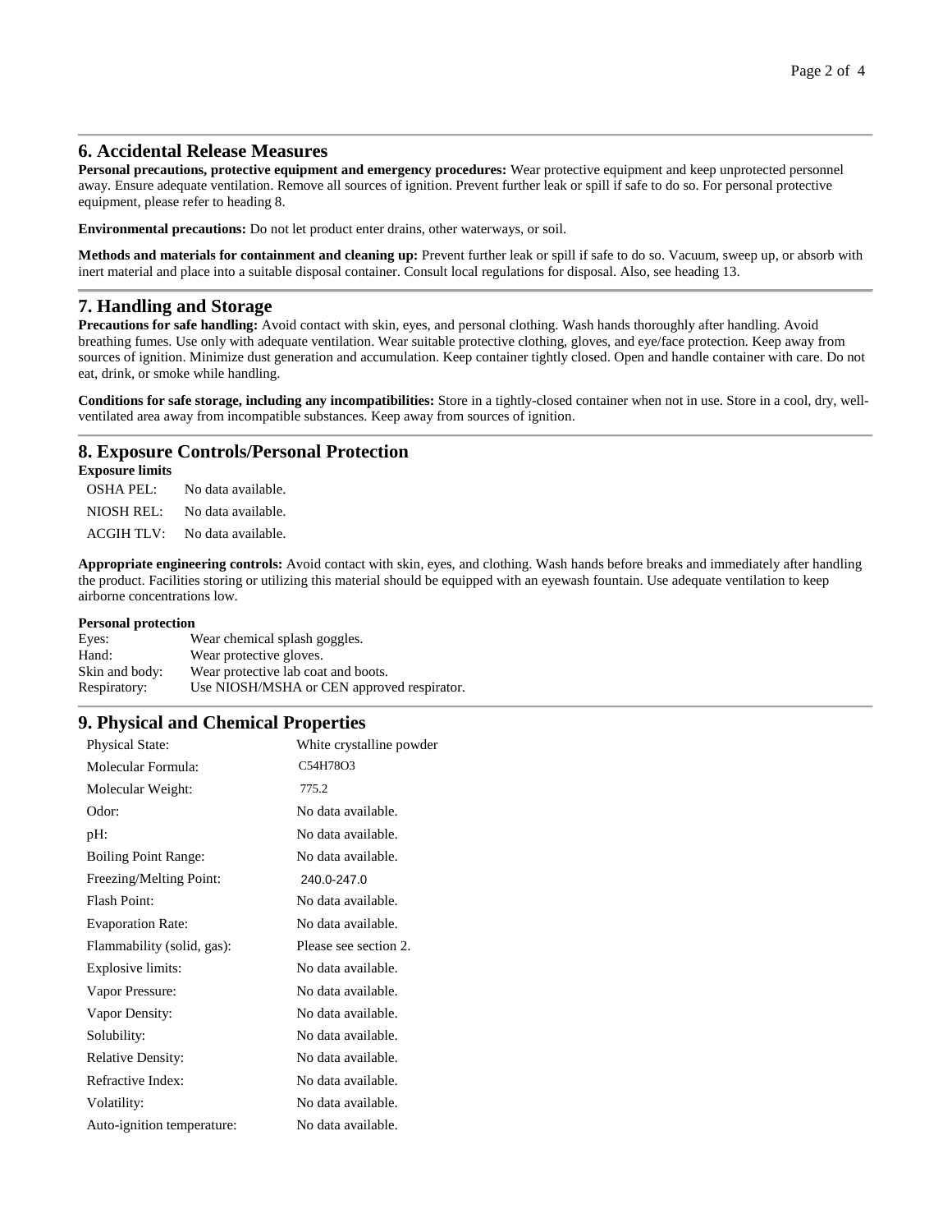## 6. Accidental Release Measures

**Personal precautions, protective equipment and emergency procedures:** Wear protective equipment and keep unprotected personnel away. Ensure adequate ventilation. Remove all sources of ignition. Prevent further leak or spill if safe to do so. For personal protective equipment, please refer to heading 8.

**Environmental precautions:** Do not let product enter drains, other waterways, or soil.

**Methods and materials for containment and cleaning up:** Prevent further leak or spill if safe to do so. Vacuum, sweep up, or absorb with inert material and place into a suitable disposal container. Consult local regulations for disposal. Also, see heading 13.

## 7. Handling and Storage

**Precautions for safe handling:** Avoid contact with skin, eyes, and personal clothing. Wash hands thoroughly after handling. Avoid breathing fumes. Use only with adequate ventilation. Wear suitable protective clothing, gloves, and eye/face protection. Keep away from sources of ignition. Minimize dust generation and accumulation. Keep container tightly closed. Open and handle container with care. Do not eat, drink, or smoke while handling.

**Conditions for safe storage, including any incompatibilities:** Store in a tightly-closed container when not in use. Store in a cool, dry, well-ventilated area away from incompatible substances. Keep away from sources of ignition.

## 8. Exposure Controls/Personal Protection

**Exposure limits**

| | |
|---|---|
| OSHA PEL: | No data available. |
| NIOSH REL: | No data available. |
| ACGIH TLV: | No data available. |

**Appropriate engineering controls:** Avoid contact with skin, eyes, and clothing. Wash hands before breaks and immediately after handling the product. Facilities storing or utilizing this material should be equipped with an eyewash fountain. Use adequate ventilation to keep airborne concentrations low.

**Personal protection**

| | |
|---|---|
| Eyes: | Wear chemical splash goggles. |
| Hand: | Wear protective gloves. |
| Skin and body: | Wear protective lab coat and boots. |
| Respiratory: | Use NIOSH/MSHA or CEN approved respirator. |

## 9. Physical and Chemical Properties

| | |
|---|---|
| Physical State: | White crystalline powder |
| Molecular Formula: | $C_{54}H_{78}O_3$ |
| Molecular Weight: | 775.2 |
| Odor: | No data available. |
| pH: | No data available. |
| Boiling Point Range: | No data available. |
| Freezing/Melting Point: | 240.0-247.0 |
| Flash Point: | No data available. |
| Evaporation Rate: | No data available. |
| Flammability (solid, gas): | Please see section 2. |
| Explosive limits: | No data available. |
| Vapor Pressure: | No data available. |
| Vapor Density: | No data available. |
| Solubility: | No data available. |
| Relative Density: | No data available. |
| Refractive Index: | No data available. |
| Volatility: | No data available. |
| Auto-ignition temperature: | No data available. |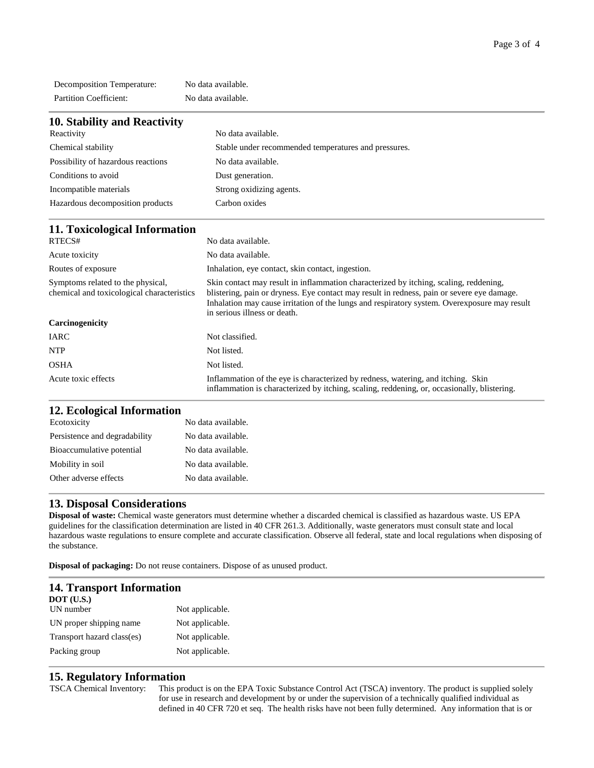| | |
|---|---|
| Decomposition Temperature: | No data available. |
| Partition Coefficient: | No data available. |

## 10. Stability and Reactivity

| | |
|---|---|
| Reactivity | No data available. |
| Chemical stability | Stable under recommended temperatures and pressures. |
| Possibility of hazardous reactions | No data available. |
| Conditions to avoid | Dust generation. |
| Incompatible materials | Strong oxidizing agents. |
| Hazardous decomposition products | Carbon oxides |

## 11. Toxicological Information

| | |
|---|---|
| RTECS# | No data available. |
| Acute toxicity | No data available. |
| Routes of exposure | Inhalation, eye contact, skin contact, ingestion. |
| Symptoms related to the physical, chemical and toxicological characteristics | Skin contact may result in inflammation characterized by itching, scaling, reddening, blistering, pain or dryness. Eye contact may result in redness, pain or severe eye damage. Inhalation may cause irritation of the lungs and respiratory system. Overexposure may result in serious illness or death. |
| **Carcinogenicity** | |
| IARC | Not classified. |
| NTP | Not listed. |
| OSHA | Not listed. |
| Acute toxic effects | Inflammation of the eye is characterized by redness, watering, and itching. Skin inflammation is characterized by itching, scaling, reddening, or, occasionally, blistering. |

## 12. Ecological Information

| | |
|---|---|
| Ecotoxicity | No data available. |
| Persistence and degradability | No data available. |
| Bioaccumulative potential | No data available. |
| Mobility in soil | No data available. |
| Other adverse effects | No data available. |

## 13. Disposal Considerations

**Disposal of waste:** Chemical waste generators must determine whether a discarded chemical is classified as hazardous waste. US EPA guidelines for the classification determination are listed in 40 CFR 261.3. Additionally, waste generators must consult state and local hazardous waste regulations to ensure complete and accurate classification. Observe all federal, state and local regulations when disposing of the substance.

**Disposal of packaging:** Do not reuse containers. Dispose of as unused product.

## 14. Transport Information

**DOT (U.S.)**

| | |
|---|---|
| UN number | Not applicable. |
| UN proper shipping name | Not applicable. |
| Transport hazard class(es) | Not applicable. |
| Packing group | Not applicable. |

## 15. Regulatory Information

TSCA Chemical Inventory: This product is on the EPA Toxic Substance Control Act (TSCA) inventory. The product is supplied solely for use in research and development by or under the supervision of a technically qualified individual as defined in 40 CFR 720 et seq. The health risks have not been fully determined. Any information that is or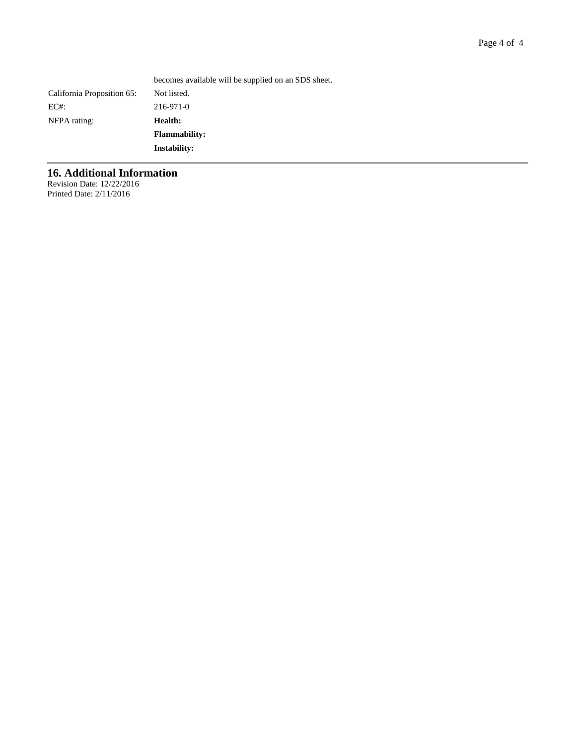| | |
|---|---|
| | becomes available will be supplied on an SDS sheet. |
| California Proposition 65: | Not listed. |
| EC#: | 216-971-0 |
| NFPA rating: | **Health:** |
| | **Flammability:** |
| | **Instability:** |

## 16. Additional Information

Revision Date: 12/22/2016
Printed Date: 2/11/2016